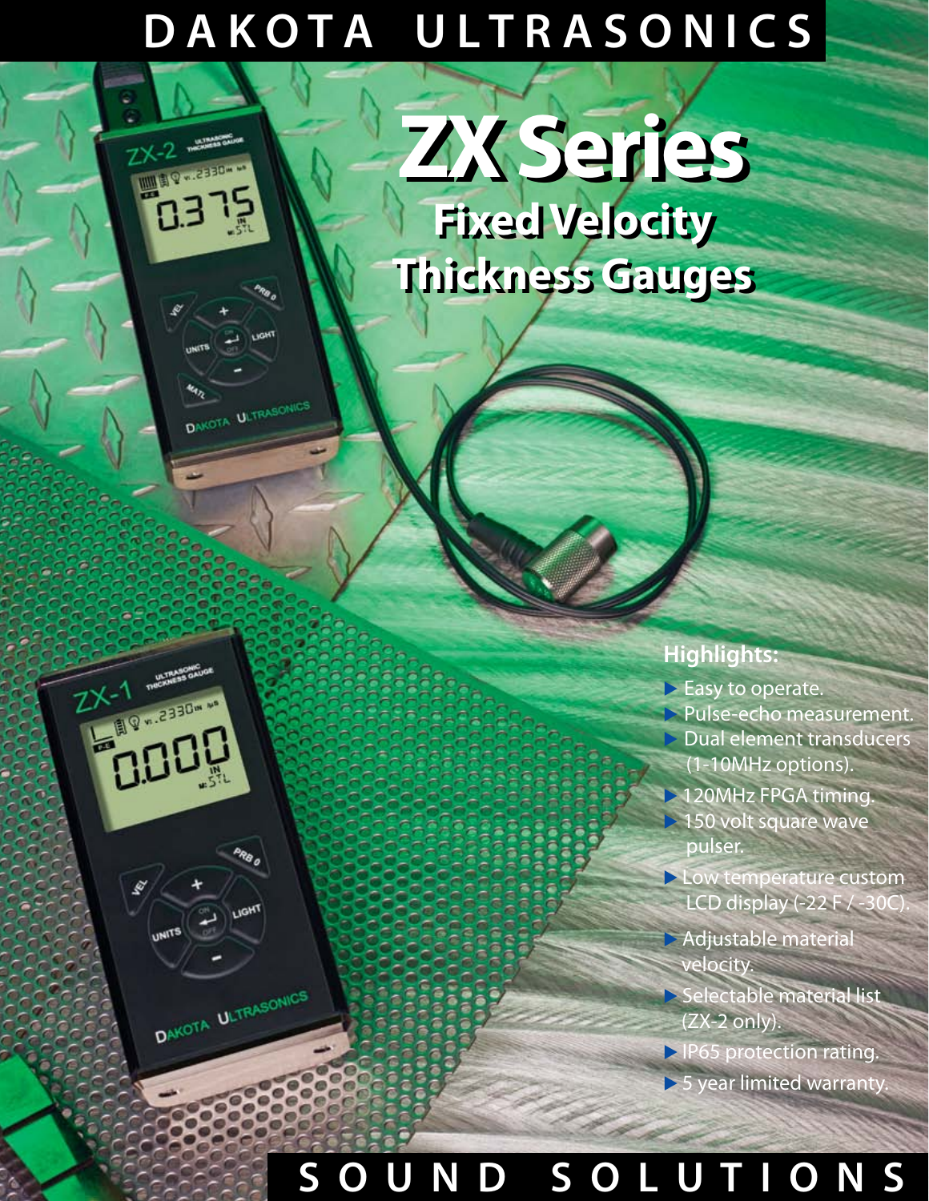# DAKOTA ULTRASONICS

# ZX Series

## Fixed Velocity Thickness Gauges

### Highlights:

- Easy to operate.
- Pulse-echo measurement.
- Dual element transducers (1-10MHz options).
- 120MHz FPGA timing.
- 150 volt square wave pulser.
- Low temperature custom LCD display (-22 F / -30C).
- Adjustable material velocity.
- Selectable material list (ZX-2 only).
- IP65 protection rating.
- 5 year limited warranty.

SOUND SOLUTIONS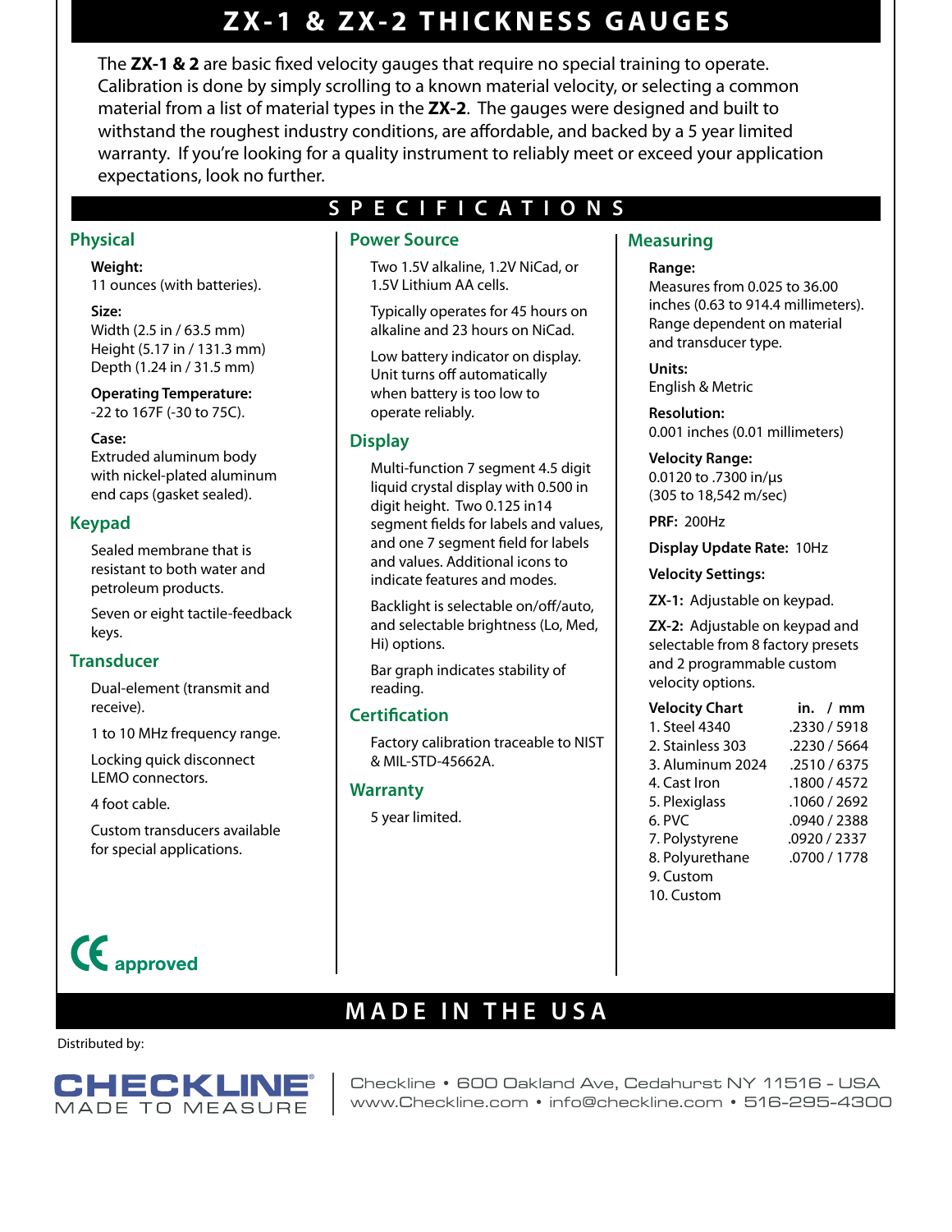# ZX-1 & ZX-2 THICKNESS GAUGES

The **ZX-1 & 2** are basic fixed velocity gauges that require no special training to operate. Calibration is done by simply scrolling to a known material velocity, or selecting a common material from a list of material types in the **ZX-2**. The gauges were designed and built to withstand the roughest industry conditions, are affordable, and backed by a 5 year limited warranty. If you're looking for a quality instrument to reliably meet or exceed your application expectations, look no further.

## SPECIFICATIONS

### Physical

**Weight:**
11 ounces (with batteries).

**Size:**
Width (2.5 in / 63.5 mm)
Height (5.17 in / 131.3 mm)
Depth (1.24 in / 31.5 mm)

**Operating Temperature:**
-22 to 167F (-30 to 75C).

**Case:**
Extruded aluminum body with nickel-plated aluminum end caps (gasket sealed).

### Keypad

Sealed membrane that is resistant to both water and petroleum products.

Seven or eight tactile-feedback keys.

### Transducer

Dual-element (transmit and receive).

1 to 10 MHz frequency range.

Locking quick disconnect LEMO connectors.

4 foot cable.

Custom transducers available for special applications.

CE approved

### Power Source

Two 1.5V alkaline, 1.2V NiCad, or 1.5V Lithium AA cells.

Typically operates for 45 hours on alkaline and 23 hours on NiCad.

Low battery indicator on display. Unit turns off automatically when battery is too low to operate reliably.

### Display

Multi-function 7 segment 4.5 digit liquid crystal display with 0.500 in digit height. Two 0.125 in14 segment fields for labels and values, and one 7 segment field for labels and values. Additional icons to indicate features and modes.

Backlight is selectable on/off/auto, and selectable brightness (Lo, Med, Hi) options.

Bar graph indicates stability of reading.

### Certification

Factory calibration traceable to NIST & MIL-STD-45662A.

### Warranty

5 year limited.

### Measuring

**Range:**
Measures from 0.025 to 36.00 inches (0.63 to 914.4 millimeters). Range dependent on material and transducer type.

**Units:**
English & Metric

**Resolution:**
0.001 inches (0.01 millimeters)

**Velocity Range:**
0.0120 to .7300 in/µs
(305 to 18,542 m/sec)

**PRF:** 200Hz

**Display Update Rate:** 10Hz

**Velocity Settings:**

**ZX-1:** Adjustable on keypad.

**ZX-2:** Adjustable on keypad and selectable from 8 factory presets and 2 programmable custom velocity options.

| Velocity Chart | in. / mm |
|---|---|
| 1. Steel 4340 | .2330 / 5918 |
| 2. Stainless 303 | .2230 / 5664 |
| 3. Aluminum 2024 | .2510 / 6375 |
| 4. Cast Iron | .1800 / 4572 |
| 5. Plexiglass | .1060 / 2692 |
| 6. PVC | .0940 / 2388 |
| 7. Polystyrene | .0920 / 2337 |
| 8. Polyurethane | .0700 / 1778 |
| 9. Custom | |
| 10. Custom | |

## MADE IN THE USA

Distributed by:

CHECKLINE®
MADE TO MEASURE

Checkline • 600 Oakland Ave, Cedahurst NY 11516 - USA
www.Checkline.com • info@checkline.com • 516-295-4300